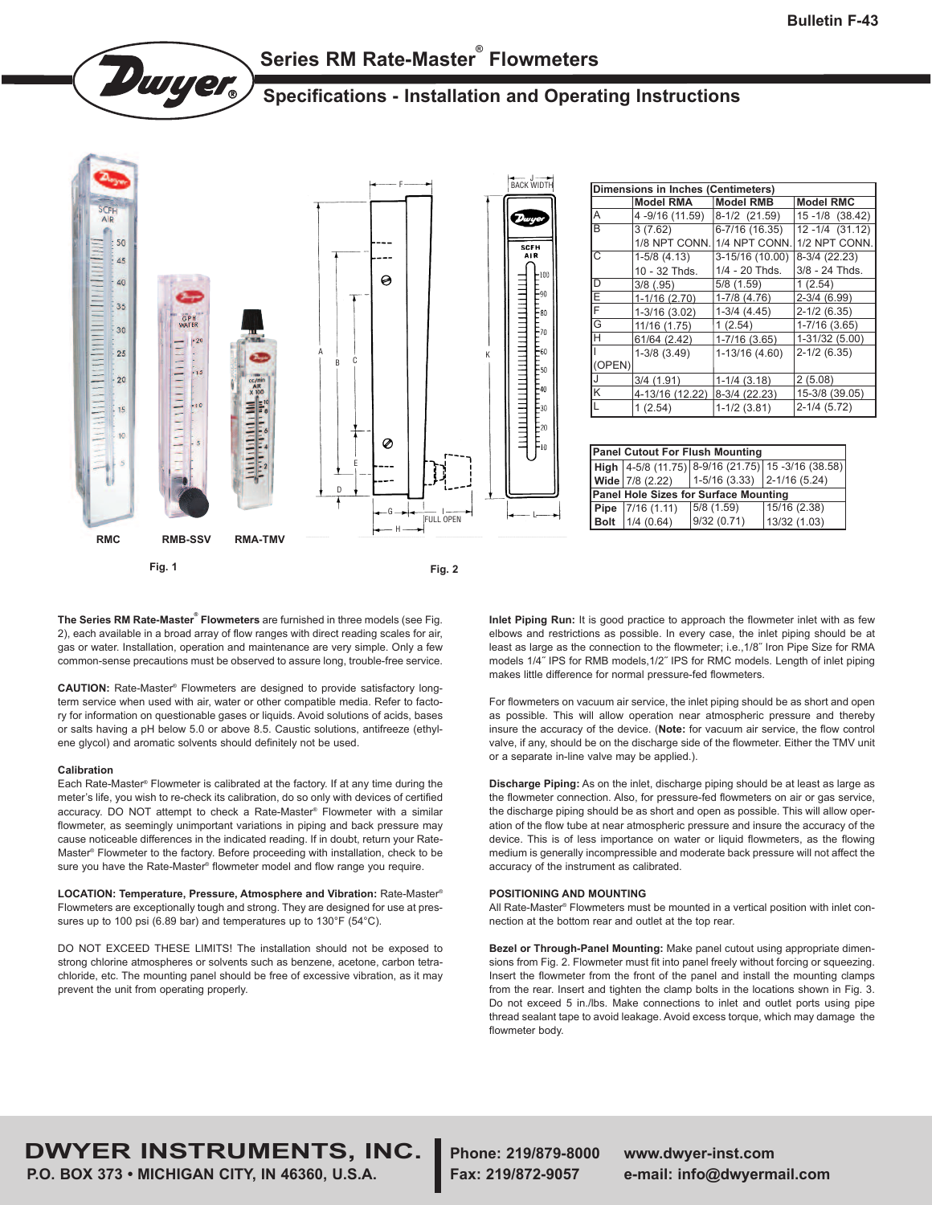Bulletin F-43

# Series RM Rate-Master® Flowmeters

## Specifications - Installation and Operating Instructions

RMC RMB-SSV RMA-TMV

Fig. 1

Fig. 2

| Dimensions in Inches (Centimeters) | Model RMA | Model RMB | Model RMC |
|---|---|---|---|
| A | 4 -9/16 (11.59) | 8-1/2 (21.59) | 15 -1/8 (38.42) |
| B | 3 (7.62) 1/8 NPT CONN. | 6-7/16 (16.35) 1/4 NPT CONN. | 12 -1/4 (31.12) 1/2 NPT CONN. |
| C | 1-5/8 (4.13) 10 - 32 Thds. | 3-15/16 (10.00) 1/4 - 20 Thds. | 8-3/4 (22.23) 3/8 - 24 Thds. |
| D | 3/8 (.95) | 5/8 (1.59) | 1 (2.54) |
| E | 1-1/16 (2.70) | 1-7/8 (4.76) | 2-3/4 (6.99) |
| F | 1-3/16 (3.02) | 1-3/4 (4.45) | 2-1/2 (6.35) |
| G | 11/16 (1.75) | 1 (2.54) | 1-7/16 (3.65) |
| H | 61/64 (2.42) | 1-7/16 (3.65) | 1-31/32 (5.00) |
| I (OPEN) | 1-3/8 (3.49) | 1-13/16 (4.60) | 2-1/2 (6.35) |
| J | 3/4 (1.91) | 1-1/4 (3.18) | 2 (5.08) |
| K | 4-13/16 (12.22) | 8-3/4 (22.23) | 15-3/8 (39.05) |
| L | 1 (2.54) | 1-1/2 (3.81) | 2-1/4 (5.72) |

| Panel Cutout For Flush Mounting | | | |
|---|---|---|---|
| High | 4-5/8 (11.75) | 8-9/16 (21.75) | 15 -3/16 (38.58) |
| Wide | 7/8 (2.22) | 1-5/16 (3.33) | 2-1/16 (5.24) |
| **Panel Hole Sizes for Surface Mounting** | | | |
| Pipe | 7/16 (1.11) | 5/8 (1.59) | 15/16 (2.38) |
| Bolt | 1/4 (0.64) | 9/32 (0.71) | 13/32 (1.03) |

**The Series RM Rate-Master® Flowmeters** are furnished in three models (see Fig. 2), each available in a broad array of flow ranges with direct reading scales for air, gas or water. Installation, operation and maintenance are very simple. Only a few common-sense precautions must be observed to assure long, trouble-free service.

**CAUTION:** Rate-Master® Flowmeters are designed to provide satisfactory long-term service when used with air, water or other compatible media. Refer to factory for information on questionable gases or liquids. Avoid solutions of acids, bases or salts having a pH below 5.0 or above 8.5. Caustic solutions, antifreeze (ethylene glycol) and aromatic solvents should definitely not be used.

**Calibration**

Each Rate-Master® Flowmeter is calibrated at the factory. If at any time during the meter's life, you wish to re-check its calibration, do so only with devices of certified accuracy. DO NOT attempt to check a Rate-Master® Flowmeter with a similar flowmeter, as seemingly unimportant variations in piping and back pressure may cause noticeable differences in the indicated reading. If in doubt, return your Rate-Master® Flowmeter to the factory. Before proceeding with installation, check to be sure you have the Rate-Master® flowmeter model and flow range you require.

**LOCATION: Temperature, Pressure, Atmosphere and Vibration:** Rate-Master® Flowmeters are exceptionally tough and strong. They are designed for use at pressures up to 100 psi (6.89 bar) and temperatures up to 130°F (54°C).

DO NOT EXCEED THESE LIMITS! The installation should not be exposed to strong chlorine atmospheres or solvents such as benzene, acetone, carbon tetrachloride, etc. The mounting panel should be free of excessive vibration, as it may prevent the unit from operating properly.

**Inlet Piping Run:** It is good practice to approach the flowmeter inlet with as few elbows and restrictions as possible. In every case, the inlet piping should be at least as large as the connection to the flowmeter; i.e.,1/8″ Iron Pipe Size for RMA models 1/4″ IPS for RMB models,1/2″ IPS for RMC models. Length of inlet piping makes little difference for normal pressure-fed flowmeters.

For flowmeters on vacuum air service, the inlet piping should be as short and open as possible. This will allow operation near atmospheric pressure and thereby insure the accuracy of the device. (**Note:** for vacuum air service, the flow control valve, if any, should be on the discharge side of the flowmeter. Either the TMV unit or a separate in-line valve may be applied.).

**Discharge Piping:** As on the inlet, discharge piping should be at least as large as the flowmeter connection. Also, for pressure-fed flowmeters on air or gas service, the discharge piping should be as short and open as possible. This will allow operation of the flow tube at near atmospheric pressure and insure the accuracy of the device. This is of less importance on water or liquid flowmeters, as the flowing medium is generally incompressible and moderate back pressure will not affect the accuracy of the instrument as calibrated.

**POSITIONING AND MOUNTING**

All Rate-Master® Flowmeters must be mounted in a vertical position with inlet connection at the bottom rear and outlet at the top rear.

**Bezel or Through-Panel Mounting:** Make panel cutout using appropriate dimensions from Fig. 2. Flowmeter must fit into panel freely without forcing or squeezing. Insert the flowmeter from the front of the panel and install the mounting clamps from the rear. Insert and tighten the clamp bolts in the locations shown in Fig. 3. Do not exceed 5 in./lbs. Make connections to inlet and outlet ports using pipe thread sealant tape to avoid leakage. Avoid excess torque, which may damage the flowmeter body.

**DWYER INSTRUMENTS, INC.**
P.O. BOX 373 • MICHIGAN CITY, IN 46360, U.S.A.
Phone: 219/879-8000
Fax: 219/872-9057
www.dwyer-inst.com
e-mail: info@dwyermail.com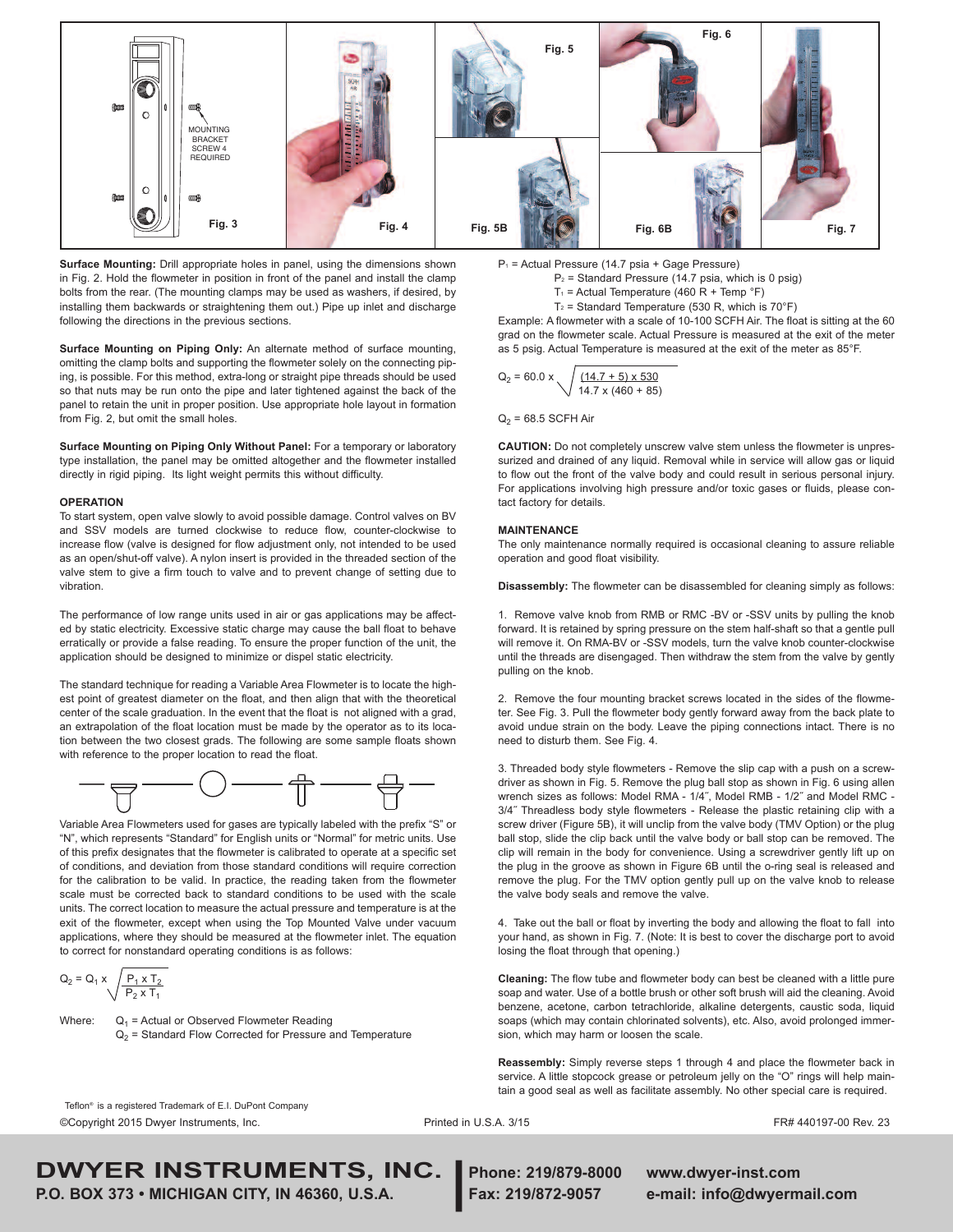MOUNTING BRACKET SCREW 4 REQUIRED

Fig. 3

Fig. 4

Fig. 5

Fig. 5B

Fig. 6

Fig. 6B

Fig. 7

**Surface Mounting:** Drill appropriate holes in panel, using the dimensions shown in Fig. 2. Hold the flowmeter in position in front of the panel and install the clamp bolts from the rear. (The mounting clamps may be used as washers, if desired, by installing them backwards or straightening them out.) Pipe up inlet and discharge following the directions in the previous sections.

**Surface Mounting on Piping Only:** An alternate method of surface mounting, omitting the clamp bolts and supporting the flowmeter solely on the connecting piping, is possible. For this method, extra-long or straight pipe threads should be used so that nuts may be run onto the pipe and later tightened against the back of the panel to retain the unit in proper position. Use appropriate hole layout in formation from Fig. 2, but omit the small holes.

**Surface Mounting on Piping Only Without Panel:** For a temporary or laboratory type installation, the panel may be omitted altogether and the flowmeter installed directly in rigid piping. Its light weight permits this without difficulty.

## OPERATION

To start system, open valve slowly to avoid possible damage. Control valves on BV and SSV models are turned clockwise to reduce flow, counter-clockwise to increase flow (valve is designed for flow adjustment only, not intended to be used as an open/shut-off valve). A nylon insert is provided in the threaded section of the valve stem to give a firm touch to valve and to prevent change of setting due to vibration.

The performance of low range units used in air or gas applications may be affected by static electricity. Excessive static charge may cause the ball float to behave erratically or provide a false reading. To ensure the proper function of the unit, the application should be designed to minimize or dispel static electricity.

The standard technique for reading a Variable Area Flowmeter is to locate the highest point of greatest diameter on the float, and then align that with the theoretical center of the scale graduation. In the event that the float is not aligned with a grad, an extrapolation of the float location must be made by the operator as to its location between the two closest grads. The following are some sample floats shown with reference to the proper location to read the float.

Variable Area Flowmeters used for gases are typically labeled with the prefix "S" or "N", which represents "Standard" for English units or "Normal" for metric units. Use of this prefix designates that the flowmeter is calibrated to operate at a specific set of conditions, and deviation from those standard conditions will require correction for the calibration to be valid. In practice, the reading taken from the flowmeter scale must be corrected back to standard conditions to be used with the scale units. The correct location to measure the actual pressure and temperature is at the exit of the flowmeter, except when using the Top Mounted Valve under vacuum applications, where they should be measured at the flowmeter inlet. The equation to correct for nonstandard operating conditions is as follows:

$$Q_2 = Q_1 \times \sqrt{\frac{P_1 \times T_2}{P_2 \times T_1}}$$

Where:
- $Q_1$ = Actual or Observed Flowmeter Reading
- $Q_2$ = Standard Flow Corrected for Pressure and Temperature
- $P_1$ = Actual Pressure (14.7 psia + Gage Pressure)
- $P_2$ = Standard Pressure (14.7 psia, which is 0 psig)
- $T_1$ = Actual Temperature (460 R + Temp °F)
- $T_2$ = Standard Temperature (530 R, which is 70°F)

Example: A flowmeter with a scale of 10-100 SCFH Air. The float is sitting at the 60 grad on the flowmeter scale. Actual Pressure is measured at the exit of the meter as 5 psig. Actual Temperature is measured at the exit of the meter as 85°F.

$$Q_2 = 60.0 \times \sqrt{\frac{(14.7 + 5) \times 530}{14.7 \times (460 + 85)}}$$

$Q_2$ = 68.5 SCFH Air

**CAUTION:** Do not completely unscrew valve stem unless the flowmeter is unpressurized and drained of any liquid. Removal while in service will allow gas or liquid to flow out the front of the valve body and could result in serious personal injury. For applications involving high pressure and/or toxic gases or fluids, please contact factory for details.

## MAINTENANCE

The only maintenance normally required is occasional cleaning to assure reliable operation and good float visibility.

**Disassembly:** The flowmeter can be disassembled for cleaning simply as follows:

1. Remove valve knob from RMB or RMC -BV or -SSV units by pulling the knob forward. It is retained by spring pressure on the stem half-shaft so that a gentle pull will remove it. On RMA-BV or -SSV models, turn the valve knob counter-clockwise until the threads are disengaged. Then withdraw the stem from the valve by gently pulling on the knob.

2. Remove the four mounting bracket screws located in the sides of the flowmeter. See Fig. 3. Pull the flowmeter body gently forward away from the back plate to avoid undue strain on the body. Leave the piping connections intact. There is no need to disturb them. See Fig. 4.

3. Threaded body style flowmeters - Remove the slip cap with a push on a screwdriver as shown in Fig. 5. Remove the plug ball stop as shown in Fig. 6 using allen wrench sizes as follows: Model RMA - 1/4˝, Model RMB - 1/2˝ and Model RMC - 3/4˝ Threadless body style flowmeters - Release the plastic retaining clip with a screw driver (Figure 5B), it will unclip from the valve body (TMV Option) or the plug ball stop, slide the clip back until the valve body or ball stop can be removed. The clip will remain in the body for convenience. Using a screwdriver gently lift up on the plug in the groove as shown in Figure 6B until the o-ring seal is released and remove the plug. For the TMV option gently pull up on the valve knob to release the valve body seals and remove the valve.

4. Take out the ball or float by inverting the body and allowing the float to fall into your hand, as shown in Fig. 7. (Note: It is best to cover the discharge port to avoid losing the float through that opening.)

**Cleaning:** The flow tube and flowmeter body can best be cleaned with a little pure soap and water. Use of a bottle brush or other soft brush will aid the cleaning. Avoid benzene, acetone, carbon tetrachloride, alkaline detergents, caustic soda, liquid soaps (which may contain chlorinated solvents), etc. Also, avoid prolonged immersion, which may harm or loosen the scale.

**Reassembly:** Simply reverse steps 1 through 4 and place the flowmeter back in service. A little stopcock grease or petroleum jelly on the "O" rings will help maintain a good seal as well as facilitate assembly. No other special care is required.

Teflon® is a registered Trademark of E.I. DuPont Company

©Copyright 2015 Dwyer Instruments, Inc. Printed in U.S.A. 3/15 FR# 440197-00 Rev. 23

**DWYER INSTRUMENTS, INC.**
**P.O. BOX 373 • MICHIGAN CITY, IN 46360, U.S.A.**

**Phone: 219/879-8000**
**Fax: 219/872-9057**

**www.dwyer-inst.com**
**e-mail: info@dwyermail.com**